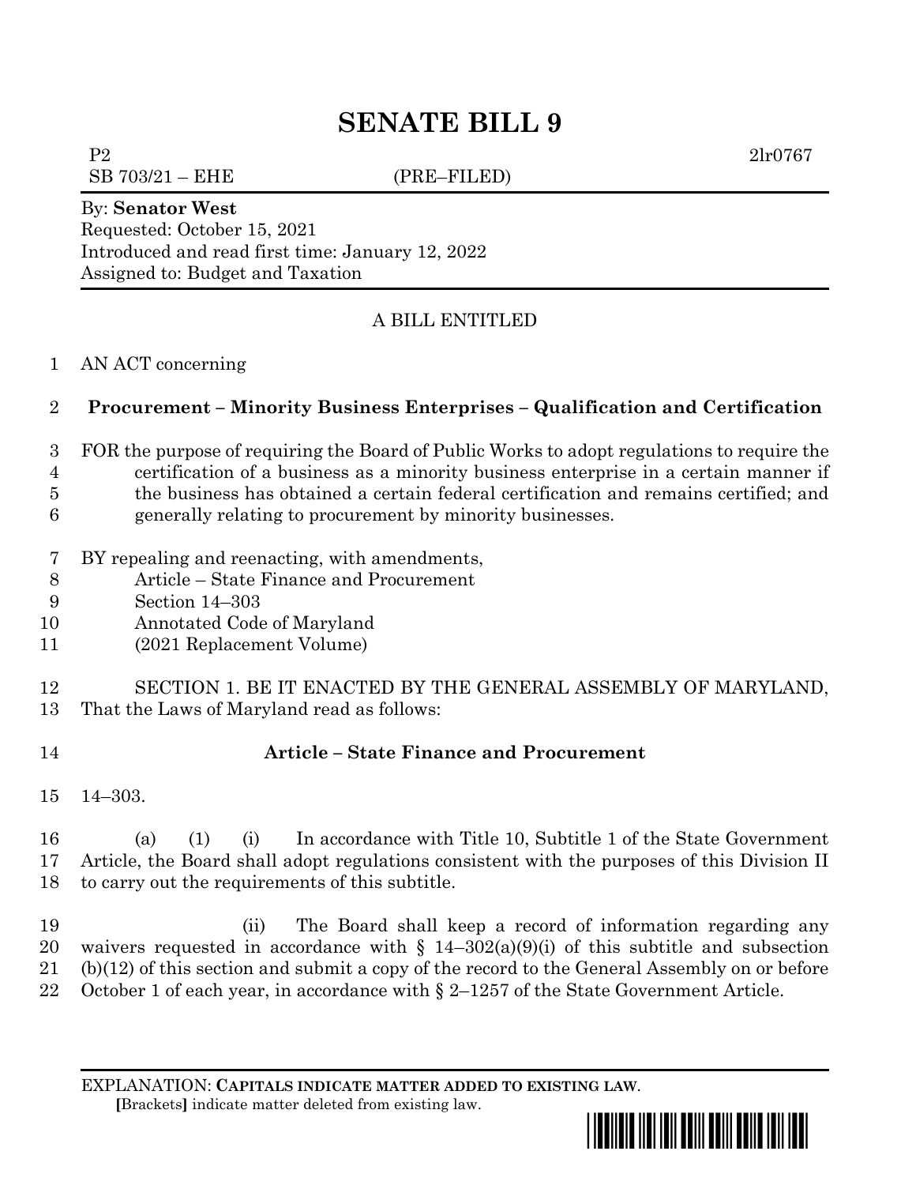# SENATE BILL 9

P2 2lr0767

SB 703/21 – EHE (PRE–FILED)

By: **Senator West**
Requested: October 15, 2021
Introduced and read first time: January 12, 2022
Assigned to: Budget and Taxation

A BILL ENTITLED

1 AN ACT concerning

2 **Procurement – Minority Business Enterprises – Qualification and Certification**

3 FOR the purpose of requiring the Board of Public Works to adopt regulations to require the
4 certification of a business as a minority business enterprise in a certain manner if
5 the business has obtained a certain federal certification and remains certified; and
6 generally relating to procurement by minority businesses.

7 BY repealing and reenacting, with amendments,
8 Article – State Finance and Procurement
9 Section 14–303
10 Annotated Code of Maryland
11 (2021 Replacement Volume)

12 SECTION 1. BE IT ENACTED BY THE GENERAL ASSEMBLY OF MARYLAND,
13 That the Laws of Maryland read as follows:

14 **Article – State Finance and Procurement**

15 14–303.

16 (a) (1) (i) In accordance with Title 10, Subtitle 1 of the State Government
17 Article, the Board shall adopt regulations consistent with the purposes of this Division II
18 to carry out the requirements of this subtitle.

19 (ii) The Board shall keep a record of information regarding any
20 waivers requested in accordance with § 14–302(a)(9)(i) of this subtitle and subsection
21 (b)(12) of this section and submit a copy of the record to the General Assembly on or before
22 October 1 of each year, in accordance with § 2–1257 of the State Government Article.

EXPLANATION: **CAPITALS INDICATE MATTER ADDED TO EXISTING LAW**.
**[**Brackets**]** indicate matter deleted from existing law.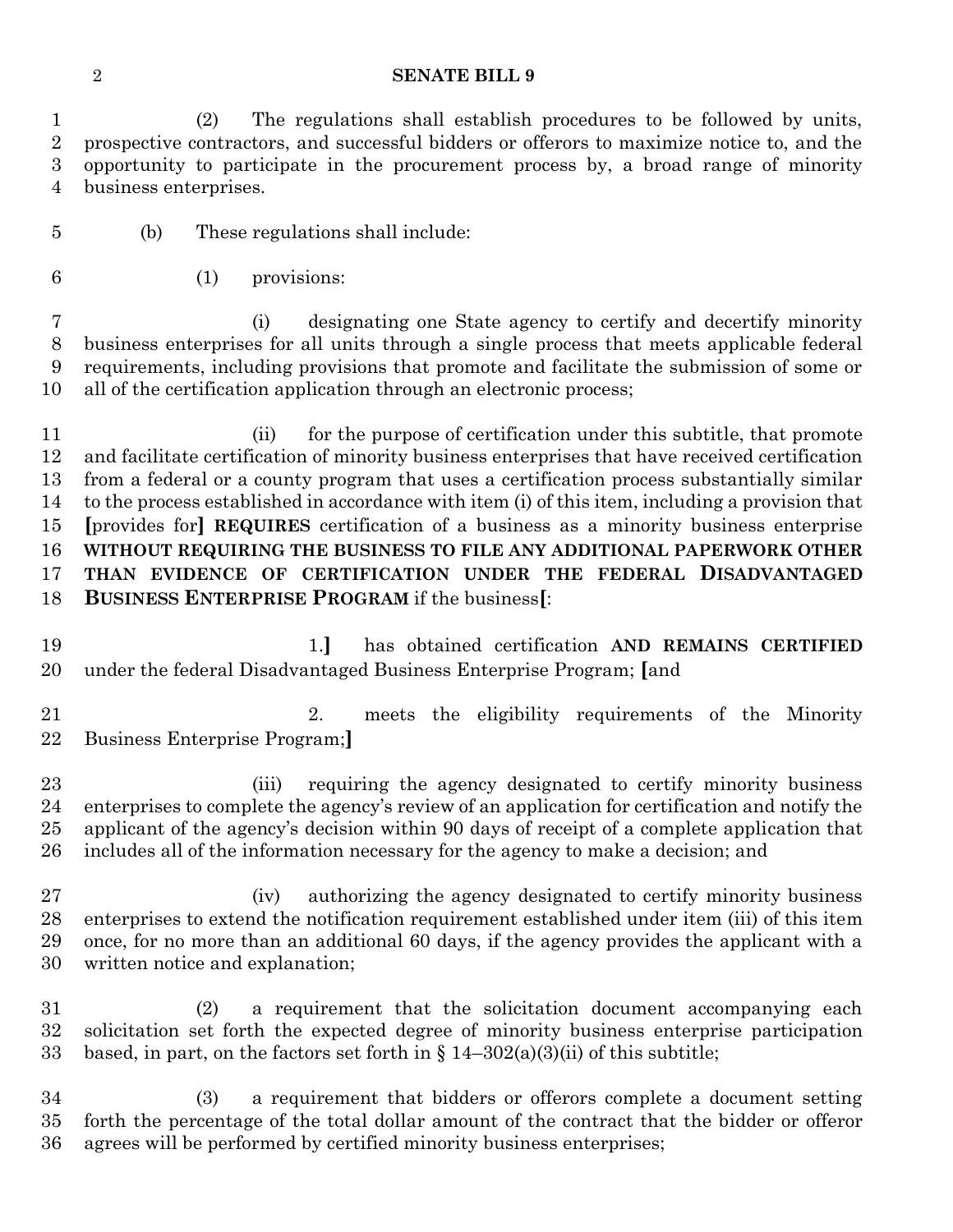(2) The regulations shall establish procedures to be followed by units, prospective contractors, and successful bidders or offerors to maximize notice to, and the opportunity to participate in the procurement process by, a broad range of minority business enterprises.

(b) These regulations shall include:

(1) provisions:

(i) designating one State agency to certify and decertify minority business enterprises for all units through a single process that meets applicable federal requirements, including provisions that promote and facilitate the submission of some or all of the certification application through an electronic process;

(ii) for the purpose of certification under this subtitle, that promote and facilitate certification of minority business enterprises that have received certification from a federal or a county program that uses a certification process substantially similar to the process established in accordance with item (i) of this item, including a provision that **[**provides for**]** **REQUIRES** certification of a business as a minority business enterprise **WITHOUT REQUIRING THE BUSINESS TO FILE ANY ADDITIONAL PAPERWORK OTHER THAN EVIDENCE OF CERTIFICATION UNDER THE FEDERAL DISADVANTAGED BUSINESS ENTERPRISE PROGRAM** if the business**[**:

1.**]** has obtained certification **AND REMAINS CERTIFIED** under the federal Disadvantaged Business Enterprise Program; **[**and

2. meets the eligibility requirements of the Minority Business Enterprise Program;**]**

(iii) requiring the agency designated to certify minority business enterprises to complete the agency's review of an application for certification and notify the applicant of the agency's decision within 90 days of receipt of a complete application that includes all of the information necessary for the agency to make a decision; and

(iv) authorizing the agency designated to certify minority business enterprises to extend the notification requirement established under item (iii) of this item once, for no more than an additional 60 days, if the agency provides the applicant with a written notice and explanation;

(2) a requirement that the solicitation document accompanying each solicitation set forth the expected degree of minority business enterprise participation based, in part, on the factors set forth in § 14–302(a)(3)(ii) of this subtitle;

(3) a requirement that bidders or offerors complete a document setting forth the percentage of the total dollar amount of the contract that the bidder or offeror agrees will be performed by certified minority business enterprises;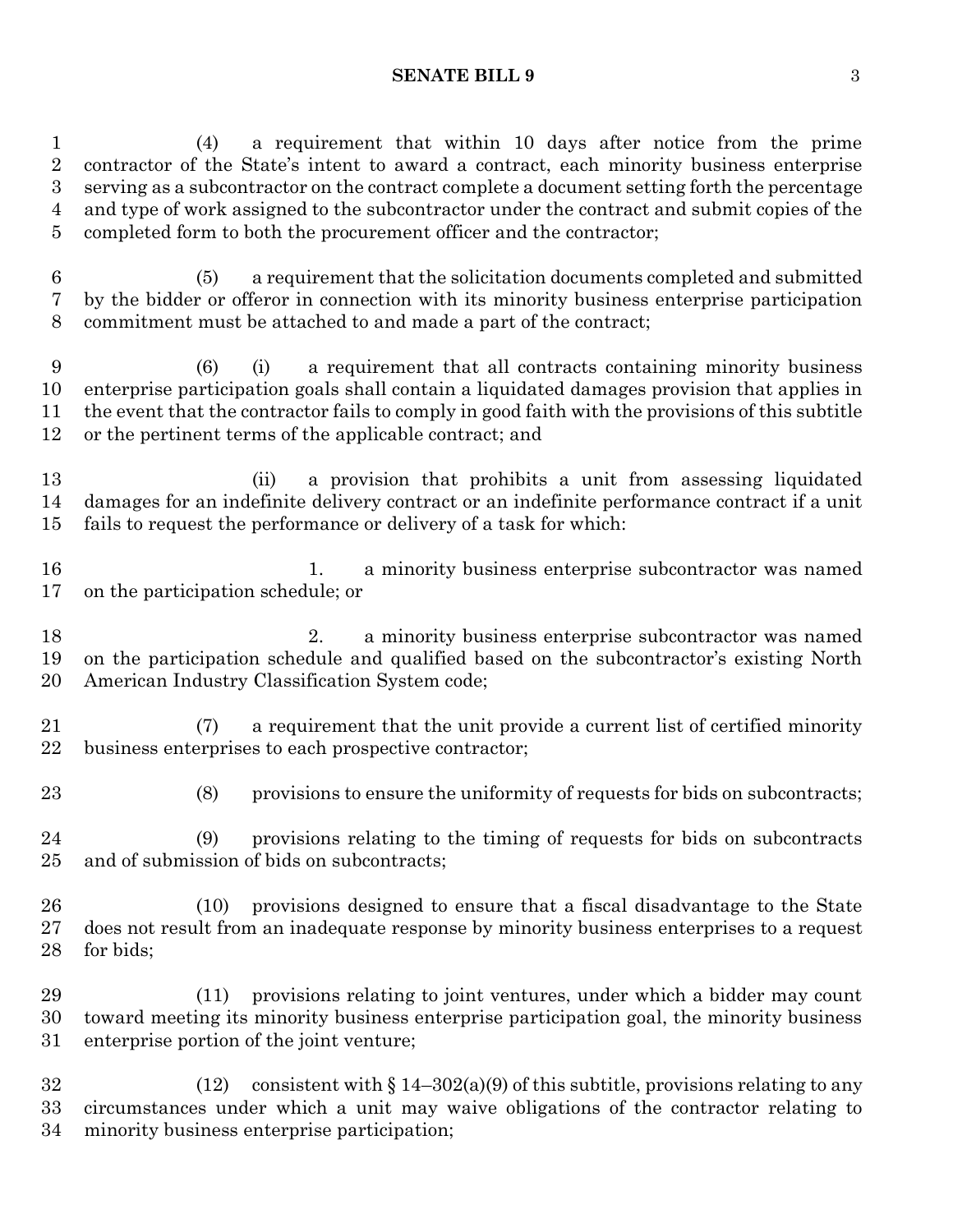(4) a requirement that within 10 days after notice from the prime contractor of the State's intent to award a contract, each minority business enterprise serving as a subcontractor on the contract complete a document setting forth the percentage and type of work assigned to the subcontractor under the contract and submit copies of the completed form to both the procurement officer and the contractor;

(5) a requirement that the solicitation documents completed and submitted by the bidder or offeror in connection with its minority business enterprise participation commitment must be attached to and made a part of the contract;

(6) (i) a requirement that all contracts containing minority business enterprise participation goals shall contain a liquidated damages provision that applies in the event that the contractor fails to comply in good faith with the provisions of this subtitle or the pertinent terms of the applicable contract; and

(ii) a provision that prohibits a unit from assessing liquidated damages for an indefinite delivery contract or an indefinite performance contract if a unit fails to request the performance or delivery of a task for which:

1. a minority business enterprise subcontractor was named on the participation schedule; or

2. a minority business enterprise subcontractor was named on the participation schedule and qualified based on the subcontractor's existing North American Industry Classification System code;

(7) a requirement that the unit provide a current list of certified minority business enterprises to each prospective contractor;

(8) provisions to ensure the uniformity of requests for bids on subcontracts;

(9) provisions relating to the timing of requests for bids on subcontracts and of submission of bids on subcontracts;

(10) provisions designed to ensure that a fiscal disadvantage to the State does not result from an inadequate response by minority business enterprises to a request for bids;

(11) provisions relating to joint ventures, under which a bidder may count toward meeting its minority business enterprise participation goal, the minority business enterprise portion of the joint venture;

(12) consistent with § 14–302(a)(9) of this subtitle, provisions relating to any circumstances under which a unit may waive obligations of the contractor relating to minority business enterprise participation;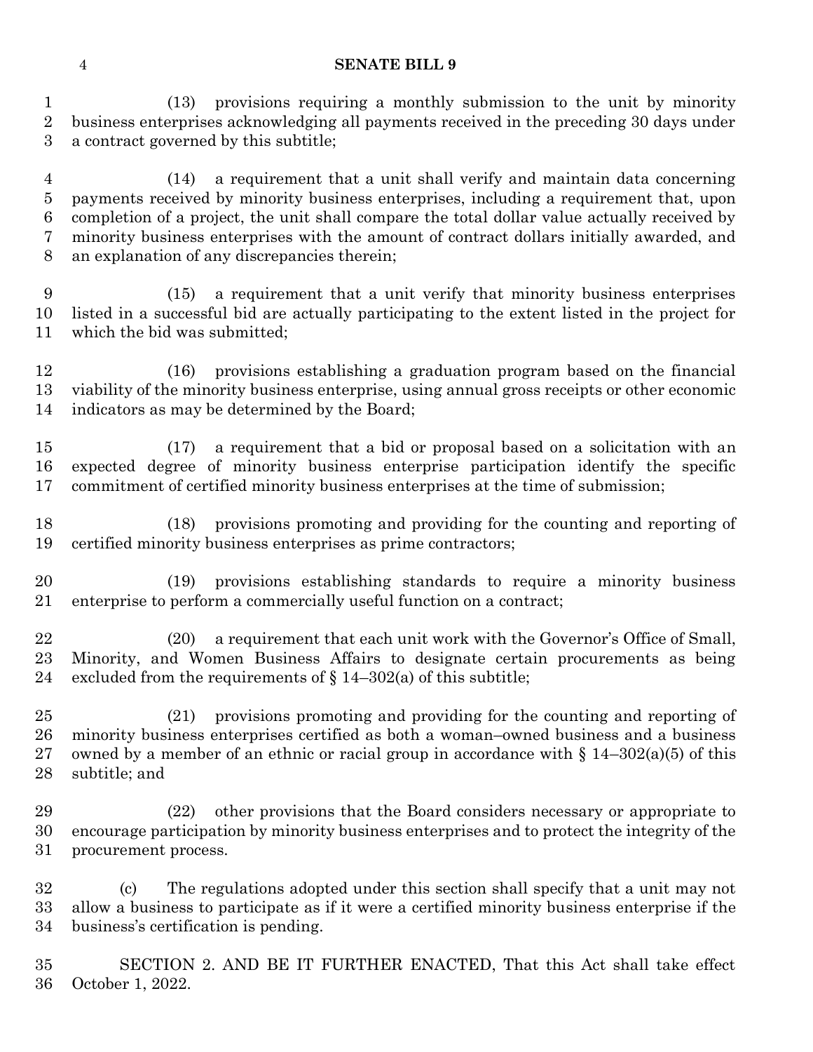(13) provisions requiring a monthly submission to the unit by minority business enterprises acknowledging all payments received in the preceding 30 days under a contract governed by this subtitle;

(14) a requirement that a unit shall verify and maintain data concerning payments received by minority business enterprises, including a requirement that, upon completion of a project, the unit shall compare the total dollar value actually received by minority business enterprises with the amount of contract dollars initially awarded, and an explanation of any discrepancies therein;

(15) a requirement that a unit verify that minority business enterprises listed in a successful bid are actually participating to the extent listed in the project for which the bid was submitted;

(16) provisions establishing a graduation program based on the financial viability of the minority business enterprise, using annual gross receipts or other economic indicators as may be determined by the Board;

(17) a requirement that a bid or proposal based on a solicitation with an expected degree of minority business enterprise participation identify the specific commitment of certified minority business enterprises at the time of submission;

(18) provisions promoting and providing for the counting and reporting of certified minority business enterprises as prime contractors;

(19) provisions establishing standards to require a minority business enterprise to perform a commercially useful function on a contract;

(20) a requirement that each unit work with the Governor's Office of Small, Minority, and Women Business Affairs to designate certain procurements as being excluded from the requirements of § 14–302(a) of this subtitle;

(21) provisions promoting and providing for the counting and reporting of minority business enterprises certified as both a woman–owned business and a business owned by a member of an ethnic or racial group in accordance with § 14–302(a)(5) of this subtitle; and

(22) other provisions that the Board considers necessary or appropriate to encourage participation by minority business enterprises and to protect the integrity of the procurement process.

(c) The regulations adopted under this section shall specify that a unit may not allow a business to participate as if it were a certified minority business enterprise if the business's certification is pending.

SECTION 2. AND BE IT FURTHER ENACTED, That this Act shall take effect October 1, 2022.